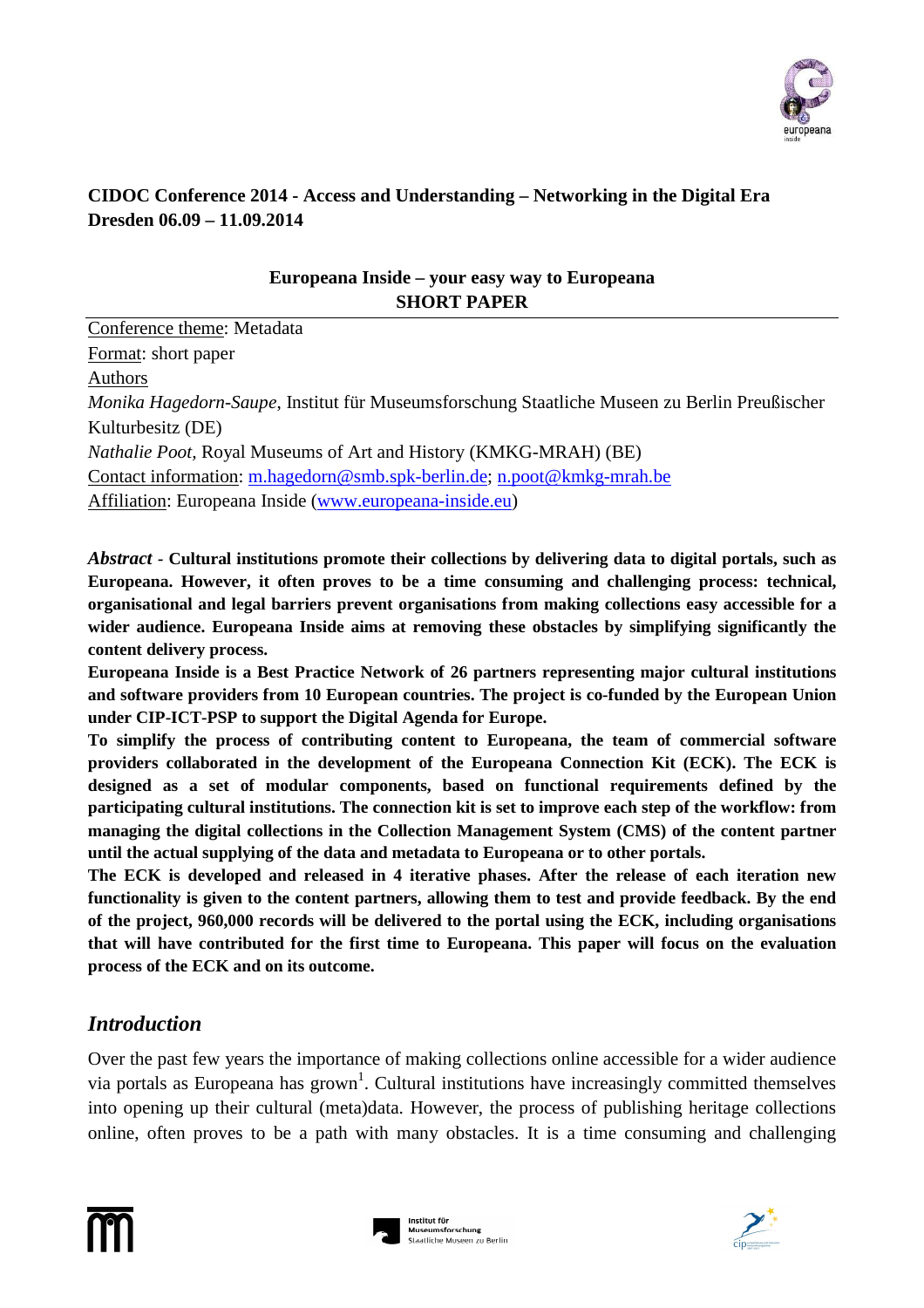**CIDOC Conference 2014 - Access and Understanding – Networking in the Digital Era**
**Dresden 06.09 – 11.09.2014**

**Europeana Inside – your easy way to Europeana**
**SHORT PAPER**

Conference theme: Metadata
Format: short paper
Authors
*Monika Hagedorn-Saupe*, Institut für Museumsforschung Staatliche Museen zu Berlin Preußischer Kulturbesitz (DE)
*Nathalie Poot*, Royal Museums of Art and History (KMKG-MRAH) (BE)
Contact information: m.hagedorn@smb.spk-berlin.de; n.poot@kmkg-mrah.be
Affiliation: Europeana Inside (www.europeana-inside.eu)

***Abstract*** - **Cultural institutions promote their collections by delivering data to digital portals, such as Europeana. However, it often proves to be a time consuming and challenging process: technical, organisational and legal barriers prevent organisations from making collections easy accessible for a wider audience. Europeana Inside aims at removing these obstacles by simplifying significantly the content delivery process.**

**Europeana Inside is a Best Practice Network of 26 partners representing major cultural institutions and software providers from 10 European countries. The project is co-funded by the European Union under CIP-ICT-PSP to support the Digital Agenda for Europe.**

**To simplify the process of contributing content to Europeana, the team of commercial software providers collaborated in the development of the Europeana Connection Kit (ECK). The ECK is designed as a set of modular components, based on functional requirements defined by the participating cultural institutions. The connection kit is set to improve each step of the workflow: from managing the digital collections in the Collection Management System (CMS) of the content partner until the actual supplying of the data and metadata to Europeana or to other portals.**

**The ECK is developed and released in 4 iterative phases. After the release of each iteration new functionality is given to the content partners, allowing them to test and provide feedback. By the end of the project, 960,000 records will be delivered to the portal using the ECK, including organisations that will have contributed for the first time to Europeana. This paper will focus on the evaluation process of the ECK and on its outcome.**

## *Introduction*

Over the past few years the importance of making collections online accessible for a wider audience via portals as Europeana has grown[1]. Cultural institutions have increasingly committed themselves into opening up their cultural (meta)data. However, the process of publishing heritage collections online, often proves to be a path with many obstacles. It is a time consuming and challenging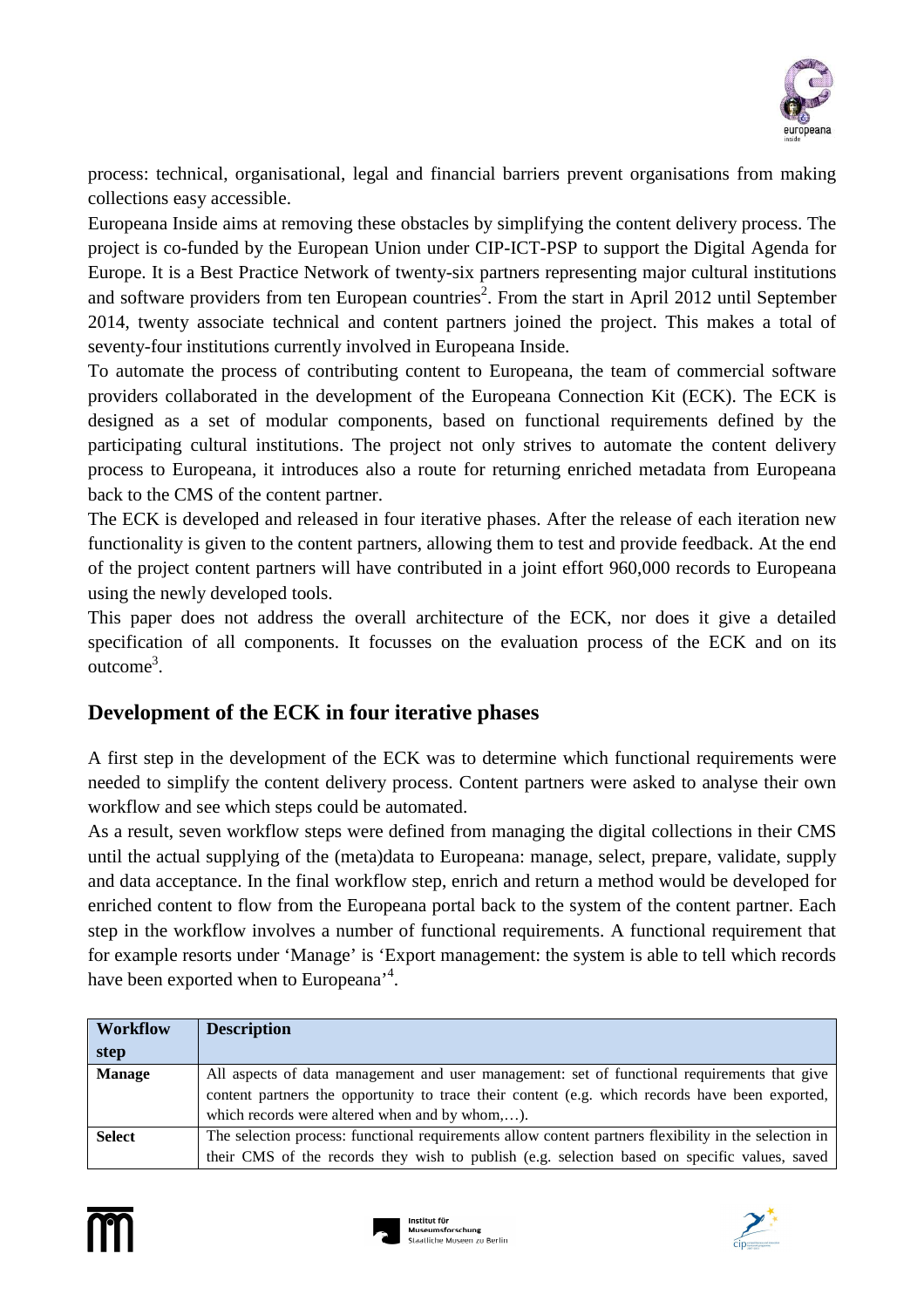process: technical, organisational, legal and financial barriers prevent organisations from making collections easy accessible.

Europeana Inside aims at removing these obstacles by simplifying the content delivery process. The project is co-funded by the European Union under CIP-ICT-PSP to support the Digital Agenda for Europe. It is a Best Practice Network of twenty-six partners representing major cultural institutions and software providers from ten European countries[2]. From the start in April 2012 until September 2014, twenty associate technical and content partners joined the project. This makes a total of seventy-four institutions currently involved in Europeana Inside.

To automate the process of contributing content to Europeana, the team of commercial software providers collaborated in the development of the Europeana Connection Kit (ECK). The ECK is designed as a set of modular components, based on functional requirements defined by the participating cultural institutions. The project not only strives to automate the content delivery process to Europeana, it introduces also a route for returning enriched metadata from Europeana back to the CMS of the content partner.

The ECK is developed and released in four iterative phases. After the release of each iteration new functionality is given to the content partners, allowing them to test and provide feedback. At the end of the project content partners will have contributed in a joint effort 960,000 records to Europeana using the newly developed tools.

This paper does not address the overall architecture of the ECK, nor does it give a detailed specification of all components. It focusses on the evaluation process of the ECK and on its outcome[3].

## Development of the ECK in four iterative phases

A first step in the development of the ECK was to determine which functional requirements were needed to simplify the content delivery process. Content partners were asked to analyse their own workflow and see which steps could be automated.

As a result, seven workflow steps were defined from managing the digital collections in their CMS until the actual supplying of the (meta)data to Europeana: manage, select, prepare, validate, supply and data acceptance. In the final workflow step, enrich and return a method would be developed for enriched content to flow from the Europeana portal back to the system of the content partner. Each step in the workflow involves a number of functional requirements. A functional requirement that for example resorts under 'Manage' is 'Export management: the system is able to tell which records have been exported when to Europeana'[4].

| Workflow step | Description |
|---|---|
| **Manage** | All aspects of data management and user management: set of functional requirements that give content partners the opportunity to trace their content (e.g. which records have been exported, which records were altered when and by whom,…). |
| **Select** | The selection process: functional requirements allow content partners flexibility in the selection in their CMS of the records they wish to publish (e.g. selection based on specific values, saved |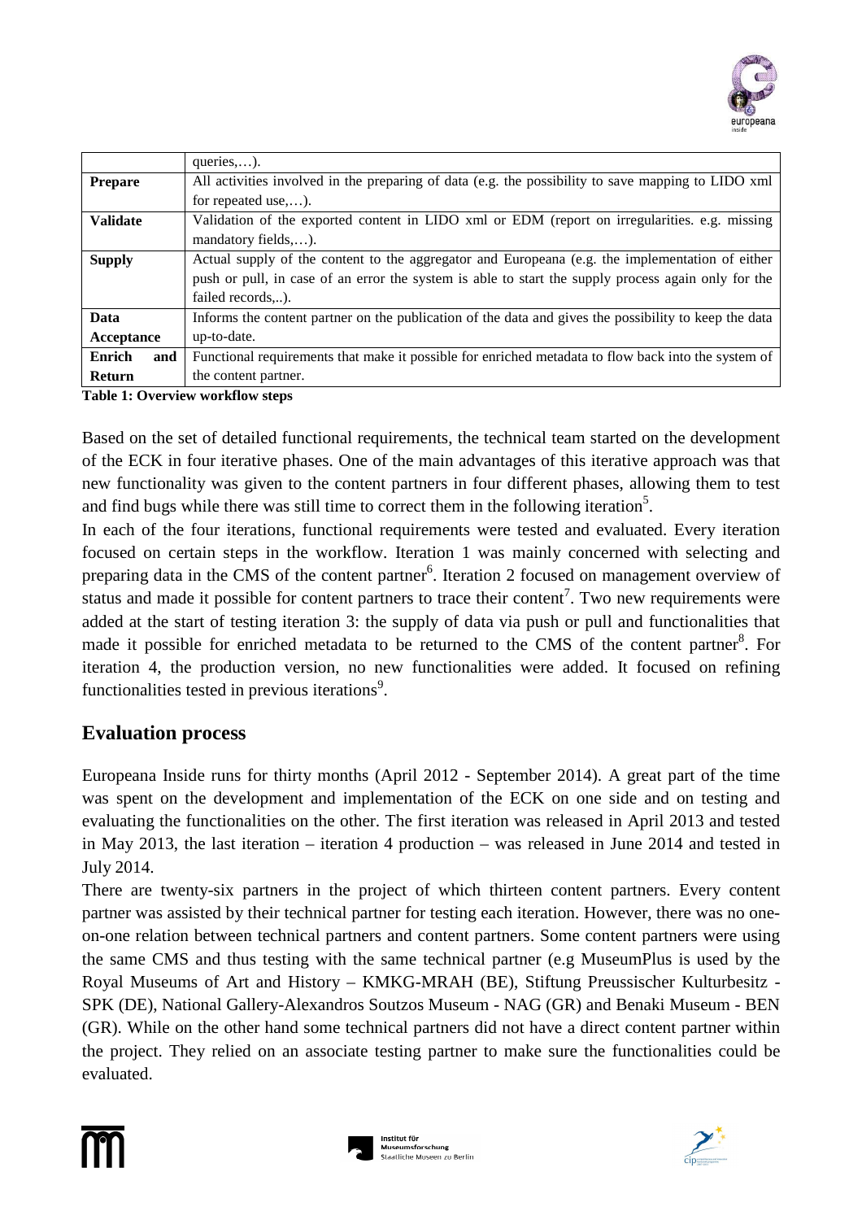| | |
|---|---|
| | queries,…). |
| **Prepare** | All activities involved in the preparing of data (e.g. the possibility to save mapping to LIDO xml for repeated use,…). |
| **Validate** | Validation of the exported content in LIDO xml or EDM (report on irregularities. e.g. missing mandatory fields,…). |
| **Supply** | Actual supply of the content to the aggregator and Europeana (e.g. the implementation of either push or pull, in case of an error the system is able to start the supply process again only for the failed records,..). |
| **Data Acceptance** | Informs the content partner on the publication of the data and gives the possibility to keep the data up-to-date. |
| **Enrich and Return** | Functional requirements that make it possible for enriched metadata to flow back into the system of the content partner. |

**Table 1: Overview workflow steps**

Based on the set of detailed functional requirements, the technical team started on the development of the ECK in four iterative phases. One of the main advantages of this iterative approach was that new functionality was given to the content partners in four different phases, allowing them to test and find bugs while there was still time to correct them in the following iteration[5].

In each of the four iterations, functional requirements were tested and evaluated. Every iteration focused on certain steps in the workflow. Iteration 1 was mainly concerned with selecting and preparing data in the CMS of the content partner[6]. Iteration 2 focused on management overview of status and made it possible for content partners to trace their content[7]. Two new requirements were added at the start of testing iteration 3: the supply of data via push or pull and functionalities that made it possible for enriched metadata to be returned to the CMS of the content partner[8]. For iteration 4, the production version, no new functionalities were added. It focused on refining functionalities tested in previous iterations[9].

## Evaluation process

Europeana Inside runs for thirty months (April 2012 - September 2014). A great part of the time was spent on the development and implementation of the ECK on one side and on testing and evaluating the functionalities on the other. The first iteration was released in April 2013 and tested in May 2013, the last iteration – iteration 4 production – was released in June 2014 and tested in July 2014.

There are twenty-six partners in the project of which thirteen content partners. Every content partner was assisted by their technical partner for testing each iteration. However, there was no one-on-one relation between technical partners and content partners. Some content partners were using the same CMS and thus testing with the same technical partner (e.g MuseumPlus is used by the Royal Museums of Art and History – KMKG-MRAH (BE), Stiftung Preussischer Kulturbesitz - SPK (DE), National Gallery-Alexandros Soutzos Museum - NAG (GR) and Benaki Museum - BEN (GR). While on the other hand some technical partners did not have a direct content partner within the project. They relied on an associate testing partner to make sure the functionalities could be evaluated.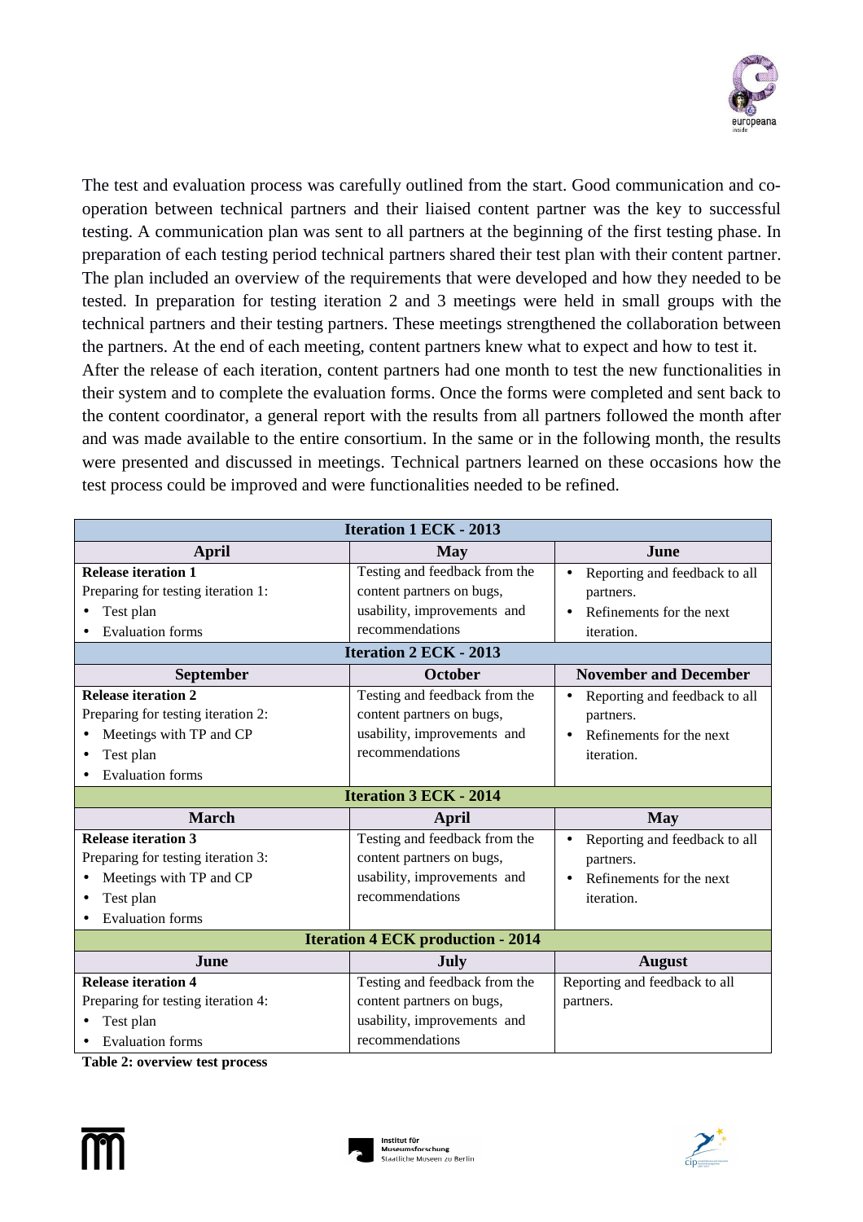The test and evaluation process was carefully outlined from the start. Good communication and co-operation between technical partners and their liaised content partner was the key to successful testing. A communication plan was sent to all partners at the beginning of the first testing phase. In preparation of each testing period technical partners shared their test plan with their content partner. The plan included an overview of the requirements that were developed and how they needed to be tested. In preparation for testing iteration 2 and 3 meetings were held in small groups with the technical partners and their testing partners. These meetings strengthened the collaboration between the partners. At the end of each meeting, content partners knew what to expect and how to test it.

After the release of each iteration, content partners had one month to test the new functionalities in their system and to complete the evaluation forms. Once the forms were completed and sent back to the content coordinator, a general report with the results from all partners followed the month after and was made available to the entire consortium. In the same or in the following month, the results were presented and discussed in meetings. Technical partners learned on these occasions how the test process could be improved and were functionalities needed to be refined.

| **Iteration 1 ECK - 2013** | | |
|---|---|---|
| **April** | **May** | **June** |
| **Release iteration 1**<br>Preparing for testing iteration 1:<br>• Test plan<br>• Evaluation forms | Testing and feedback from the content partners on bugs, usability, improvements and recommendations | • Reporting and feedback to all partners.<br>• Refinements for the next iteration. |
| **Iteration 2 ECK - 2013** | | |
| **September** | **October** | **November and December** |
| **Release iteration 2**<br>Preparing for testing iteration 2:<br>• Meetings with TP and CP<br>• Test plan<br>• Evaluation forms | Testing and feedback from the content partners on bugs, usability, improvements and recommendations | • Reporting and feedback to all partners.<br>• Refinements for the next iteration. |
| **Iteration 3 ECK - 2014** | | |
| **March** | **April** | **May** |
| **Release iteration 3**<br>Preparing for testing iteration 3:<br>• Meetings with TP and CP<br>• Test plan<br>• Evaluation forms | Testing and feedback from the content partners on bugs, usability, improvements and recommendations | • Reporting and feedback to all partners.<br>• Refinements for the next iteration. |
| **Iteration 4 ECK production - 2014** | | |
| **June** | **July** | **August** |
| **Release iteration 4**<br>Preparing for testing iteration 4:<br>• Test plan<br>• Evaluation forms | Testing and feedback from the content partners on bugs, usability, improvements and recommendations | Reporting and feedback to all partners. |

**Table 2: overview test process**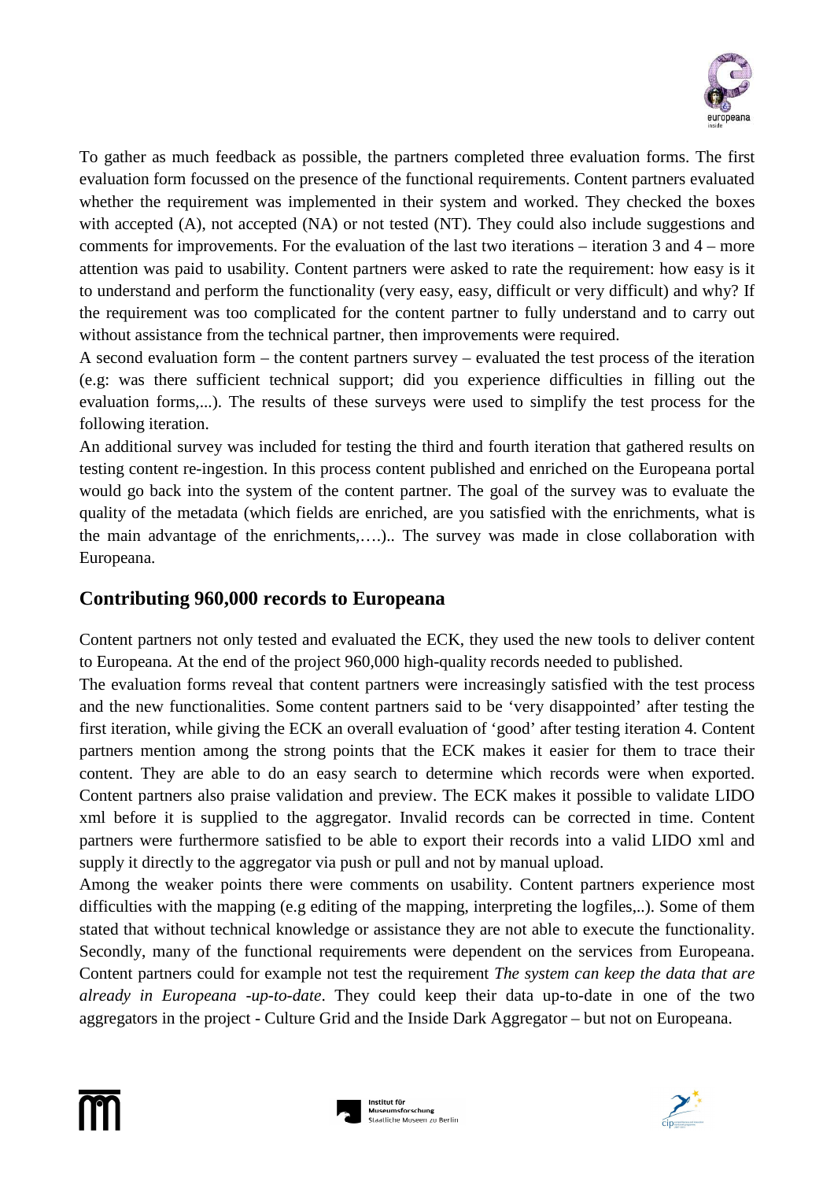To gather as much feedback as possible, the partners completed three evaluation forms. The first evaluation form focussed on the presence of the functional requirements. Content partners evaluated whether the requirement was implemented in their system and worked. They checked the boxes with accepted (A), not accepted (NA) or not tested (NT). They could also include suggestions and comments for improvements. For the evaluation of the last two iterations – iteration 3 and 4 – more attention was paid to usability. Content partners were asked to rate the requirement: how easy is it to understand and perform the functionality (very easy, easy, difficult or very difficult) and why? If the requirement was too complicated for the content partner to fully understand and to carry out without assistance from the technical partner, then improvements were required.

A second evaluation form – the content partners survey – evaluated the test process of the iteration (e.g: was there sufficient technical support; did you experience difficulties in filling out the evaluation forms,...). The results of these surveys were used to simplify the test process for the following iteration.

An additional survey was included for testing the third and fourth iteration that gathered results on testing content re-ingestion. In this process content published and enriched on the Europeana portal would go back into the system of the content partner. The goal of the survey was to evaluate the quality of the metadata (which fields are enriched, are you satisfied with the enrichments, what is the main advantage of the enrichments,….).. The survey was made in close collaboration with Europeana.

## Contributing 960,000 records to Europeana

Content partners not only tested and evaluated the ECK, they used the new tools to deliver content to Europeana. At the end of the project 960,000 high-quality records needed to published.

The evaluation forms reveal that content partners were increasingly satisfied with the test process and the new functionalities. Some content partners said to be 'very disappointed' after testing the first iteration, while giving the ECK an overall evaluation of 'good' after testing iteration 4. Content partners mention among the strong points that the ECK makes it easier for them to trace their content. They are able to do an easy search to determine which records were when exported. Content partners also praise validation and preview. The ECK makes it possible to validate LIDO xml before it is supplied to the aggregator. Invalid records can be corrected in time. Content partners were furthermore satisfied to be able to export their records into a valid LIDO xml and supply it directly to the aggregator via push or pull and not by manual upload.

Among the weaker points there were comments on usability. Content partners experience most difficulties with the mapping (e.g editing of the mapping, interpreting the logfiles,..). Some of them stated that without technical knowledge or assistance they are not able to execute the functionality. Secondly, many of the functional requirements were dependent on the services from Europeana. Content partners could for example not test the requirement *The system can keep the data that are already in Europeana -up-to-date*. They could keep their data up-to-date in one of the two aggregators in the project - Culture Grid and the Inside Dark Aggregator – but not on Europeana.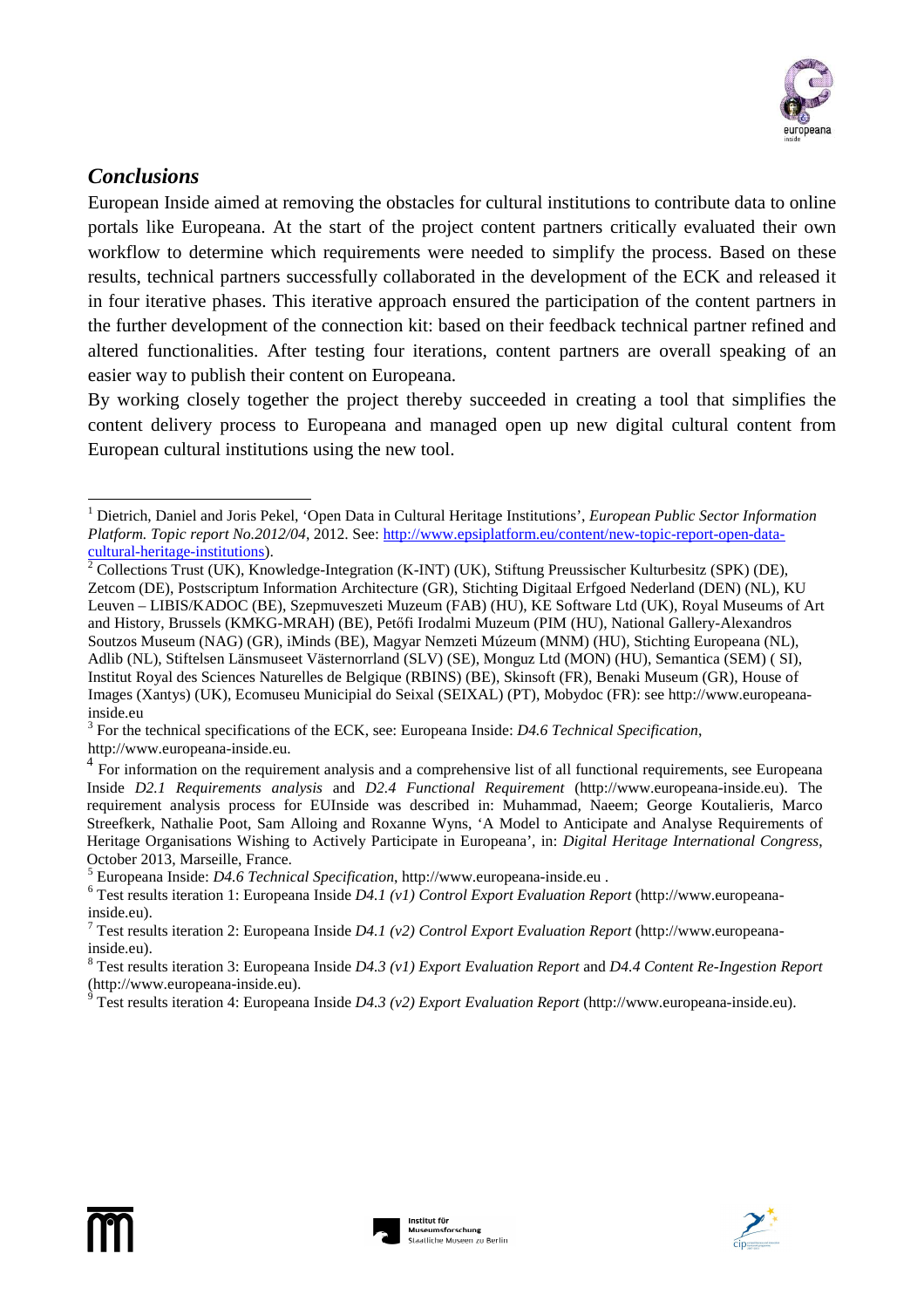## *Conclusions*

European Inside aimed at removing the obstacles for cultural institutions to contribute data to online portals like Europeana. At the start of the project content partners critically evaluated their own workflow to determine which requirements were needed to simplify the process. Based on these results, technical partners successfully collaborated in the development of the ECK and released it in four iterative phases. This iterative approach ensured the participation of the content partners in the further development of the connection kit: based on their feedback technical partner refined and altered functionalities. After testing four iterations, content partners are overall speaking of an easier way to publish their content on Europeana.

By working closely together the project thereby succeeded in creating a tool that simplifies the content delivery process to Europeana and managed open up new digital cultural content from European cultural institutions using the new tool.

---

[1] Dietrich, Daniel and Joris Pekel, 'Open Data in Cultural Heritage Institutions', *European Public Sector Information Platform. Topic report No.2012/04*, 2012. See: http://www.epsiplatform.eu/content/new-topic-report-open-data-cultural-heritage-institutions).

[2] Collections Trust (UK), Knowledge-Integration (K-INT) (UK), Stiftung Preussischer Kulturbesitz (SPK) (DE), Zetcom (DE), Postscriptum Information Architecture (GR), Stichting Digitaal Erfgoed Nederland (DEN) (NL), KU Leuven – LIBIS/KADOC (BE), Szepmuveszeti Muzeum (FAB) (HU), KE Software Ltd (UK), Royal Museums of Art and History, Brussels (KMKG-MRAH) (BE), Petőfi Irodalmi Muzeum (PIM (HU), National Gallery-Alexandros Soutzos Museum (NAG) (GR), iMinds (BE), Magyar Nemzeti Múzeum (MNM) (HU), Stichting Europeana (NL), Adlib (NL), Stiftelsen Länsmuseet Västernorrland (SLV) (SE), Monguz Ltd (MON) (HU), Semantica (SEM) ( SI), Institut Royal des Sciences Naturelles de Belgique (RBINS) (BE), Skinsoft (FR), Benaki Museum (GR), House of Images (Xantys) (UK), Ecomuseu Municipial do Seixal (SEIXAL) (PT), Mobydoc (FR): see http://www.europeana-inside.eu

[3] For the technical specifications of the ECK, see: Europeana Inside: *D4.6 Technical Specification*, http://www.europeana-inside.eu.

[4] For information on the requirement analysis and a comprehensive list of all functional requirements, see Europeana Inside *D2.1 Requirements analysis* and *D2.4 Functional Requirement* (http://www.europeana-inside.eu). The requirement analysis process for EUInside was described in: Muhammad, Naeem; George Koutalieris, Marco Streefkerk, Nathalie Poot, Sam Alloing and Roxanne Wyns, 'A Model to Anticipate and Analyse Requirements of Heritage Organisations Wishing to Actively Participate in Europeana', in: *Digital Heritage International Congress*, October 2013, Marseille, France.

[5] Europeana Inside: *D4.6 Technical Specification*, http://www.europeana-inside.eu .

[6] Test results iteration 1: Europeana Inside *D4.1 (v1) Control Export Evaluation Report* (http://www.europeana-inside.eu).

[7] Test results iteration 2: Europeana Inside *D4.1 (v2) Control Export Evaluation Report* (http://www.europeana-inside.eu).

[8] Test results iteration 3: Europeana Inside *D4.3 (v1) Export Evaluation Report* and *D4.4 Content Re-Ingestion Report* (http://www.europeana-inside.eu).

[9] Test results iteration 4: Europeana Inside *D4.3 (v2) Export Evaluation Report* (http://www.europeana-inside.eu).